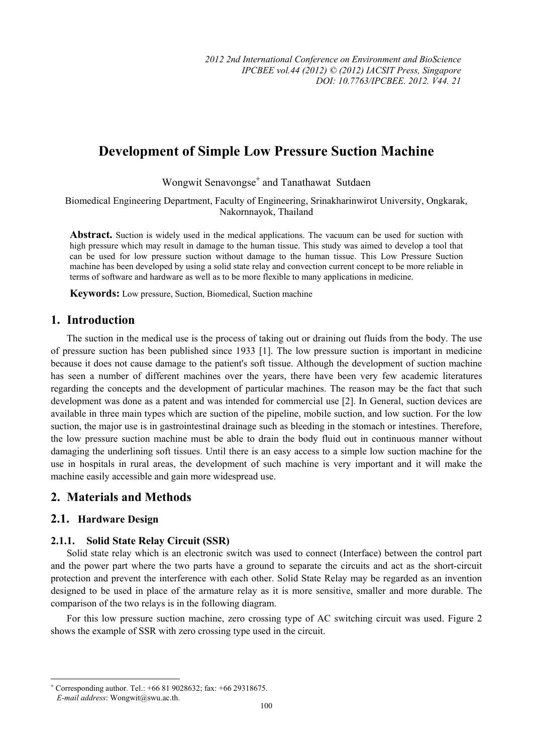# Development of Simple Low Pressure Suction Machine

Wongwit Senavongse[+] and Tanathawat Sutdaen

Biomedical Engineering Department, Faculty of Engineering, Srinakharinwirot University, Ongkarak, Nakornnayok, Thailand

**Abstract.** Suction is widely used in the medical applications. The vacuum can be used for suction with high pressure which may result in damage to the human tissue. This study was aimed to develop a tool that can be used for low pressure suction without damage to the human tissue. This Low Pressure Suction machine has been developed by using a solid state relay and convection current concept to be more reliable in terms of software and hardware as well as to be more flexible to many applications in medicine.

**Keywords:** Low pressure, Suction, Biomedical, Suction machine

## 1. Introduction

The suction in the medical use is the process of taking out or draining out fluids from the body. The use of pressure suction has been published since 1933 [1]. The low pressure suction is important in medicine because it does not cause damage to the patient's soft tissue. Although the development of suction machine has seen a number of different machines over the years, there have been very few academic literatures regarding the concepts and the development of particular machines. The reason may be the fact that such development was done as a patent and was intended for commercial use [2]. In General, suction devices are available in three main types which are suction of the pipeline, mobile suction, and low suction. For the low suction, the major use is in gastrointestinal drainage such as bleeding in the stomach or intestines. Therefore, the low pressure suction machine must be able to drain the body fluid out in continuous manner without damaging the underlining soft tissues. Until there is an easy access to a simple low suction machine for the use in hospitals in rural areas, the development of such machine is very important and it will make the machine easily accessible and gain more widespread use.

## 2. Materials and Methods

### 2.1. Hardware Design

#### 2.1.1. Solid State Relay Circuit (SSR)

Solid state relay which is an electronic switch was used to connect (Interface) between the control part and the power part where the two parts have a ground to separate the circuits and act as the short-circuit protection and prevent the interference with each other. Solid State Relay may be regarded as an invention designed to be used in place of the armature relay as it is more sensitive, smaller and more durable. The comparison of the two relays is in the following diagram.

For this low pressure suction machine, zero crossing type of AC switching circuit was used. Figure 2 shows the example of SSR with zero crossing type used in the circuit.

---

[+] Corresponding author. Tel.: +66 81 9028632; fax: +66 29318675.
*E-mail address*: Wongwit@swu.ac.th.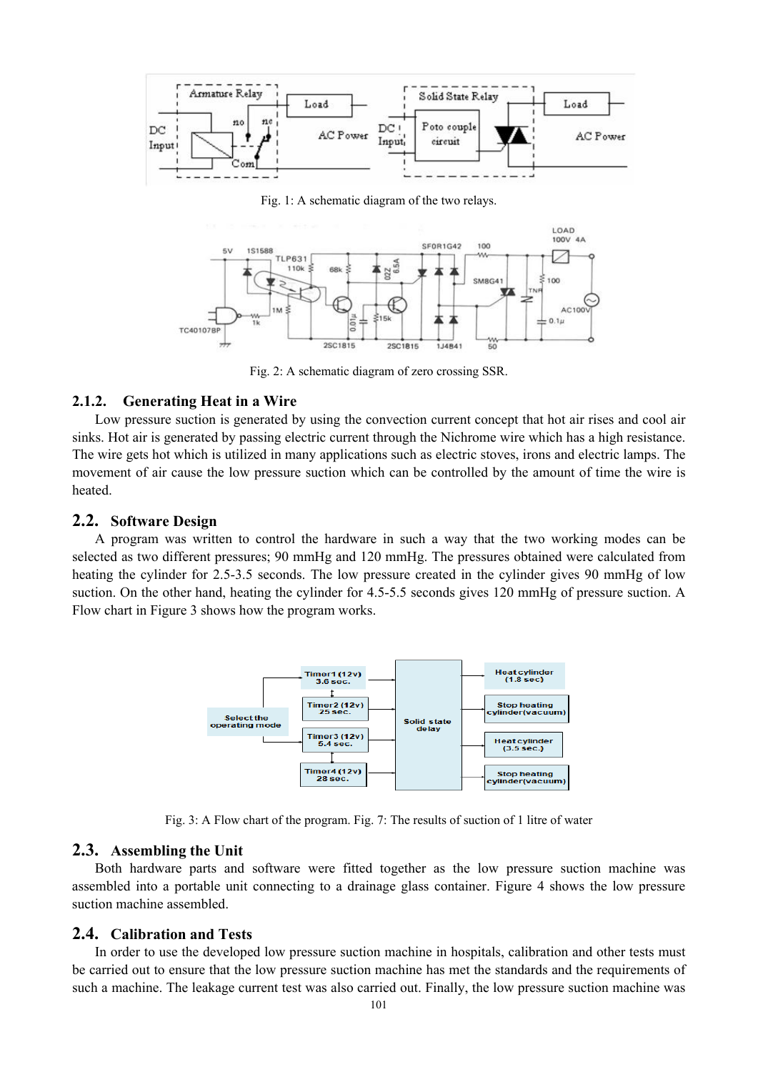Fig. 1: A schematic diagram of the two relays.

Fig. 2: A schematic diagram of zero crossing SSR.

### 2.1.2. Generating Heat in a Wire

Low pressure suction is generated by using the convection current concept that hot air rises and cool air sinks. Hot air is generated by passing electric current through the Nichrome wire which has a high resistance. The wire gets hot which is utilized in many applications such as electric stoves, irons and electric lamps. The movement of air cause the low pressure suction which can be controlled by the amount of time the wire is heated.

## 2.2. Software Design

A program was written to control the hardware in such a way that the two working modes can be selected as two different pressures; 90 mmHg and 120 mmHg. The pressures obtained were calculated from heating the cylinder for 2.5-3.5 seconds. The low pressure created in the cylinder gives 90 mmHg of low suction. On the other hand, heating the cylinder for 4.5-5.5 seconds gives 120 mmHg of pressure suction. A Flow chart in Figure 3 shows how the program works.

Fig. 3: A Flow chart of the program. Fig. 7: The results of suction of 1 litre of water

## 2.3. Assembling the Unit

Both hardware parts and software were fitted together as the low pressure suction machine was assembled into a portable unit connecting to a drainage glass container. Figure 4 shows the low pressure suction machine assembled.

## 2.4. Calibration and Tests

In order to use the developed low pressure suction machine in hospitals, calibration and other tests must be carried out to ensure that the low pressure suction machine has met the standards and the requirements of such a machine. The leakage current test was also carried out. Finally, the low pressure suction machine was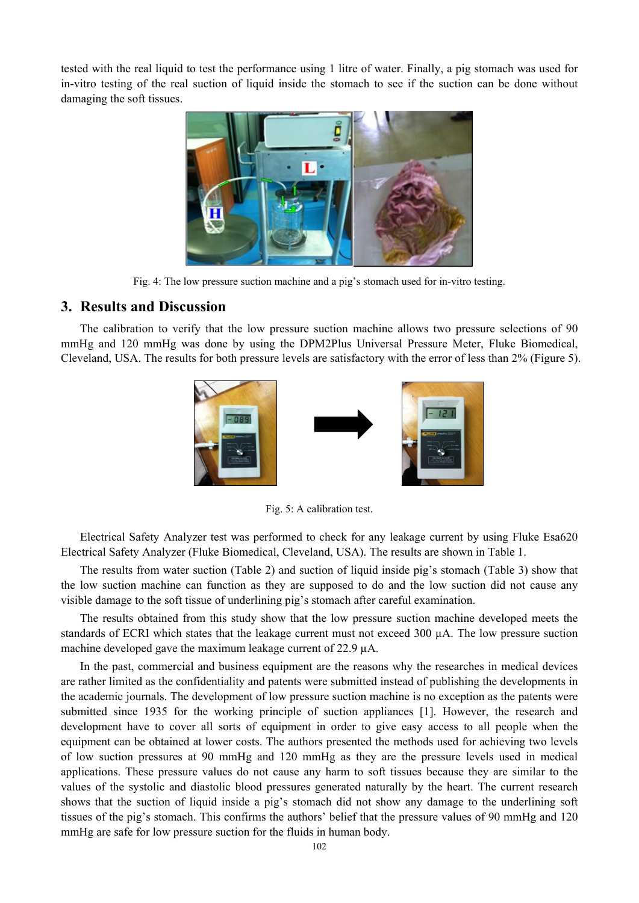tested with the real liquid to test the performance using 1 litre of water. Finally, a pig stomach was used for in-vitro testing of the real suction of liquid inside the stomach to see if the suction can be done without damaging the soft tissues.

Fig. 4: The low pressure suction machine and a pig's stomach used for in-vitro testing.

## 3. Results and Discussion

The calibration to verify that the low pressure suction machine allows two pressure selections of 90 mmHg and 120 mmHg was done by using the DPM2Plus Universal Pressure Meter, Fluke Biomedical, Cleveland, USA. The results for both pressure levels are satisfactory with the error of less than 2% (Figure 5).

Fig. 5: A calibration test.

Electrical Safety Analyzer test was performed to check for any leakage current by using Fluke Esa620 Electrical Safety Analyzer (Fluke Biomedical, Cleveland, USA). The results are shown in Table 1.

The results from water suction (Table 2) and suction of liquid inside pig's stomach (Table 3) show that the low suction machine can function as they are supposed to do and the low suction did not cause any visible damage to the soft tissue of underlining pig's stomach after careful examination.

The results obtained from this study show that the low pressure suction machine developed meets the standards of ECRI which states that the leakage current must not exceed 300 µA. The low pressure suction machine developed gave the maximum leakage current of 22.9 µA.

In the past, commercial and business equipment are the reasons why the researches in medical devices are rather limited as the confidentiality and patents were submitted instead of publishing the developments in the academic journals. The development of low pressure suction machine is no exception as the patents were submitted since 1935 for the working principle of suction appliances [1]. However, the research and development have to cover all sorts of equipment in order to give easy access to all people when the equipment can be obtained at lower costs. The authors presented the methods used for achieving two levels of low suction pressures at 90 mmHg and 120 mmHg as they are the pressure levels used in medical applications. These pressure values do not cause any harm to soft tissues because they are similar to the values of the systolic and diastolic blood pressures generated naturally by the heart. The current research shows that the suction of liquid inside a pig's stomach did not show any damage to the underlining soft tissues of the pig's stomach. This confirms the authors' belief that the pressure values of 90 mmHg and 120 mmHg are safe for low pressure suction for the fluids in human body.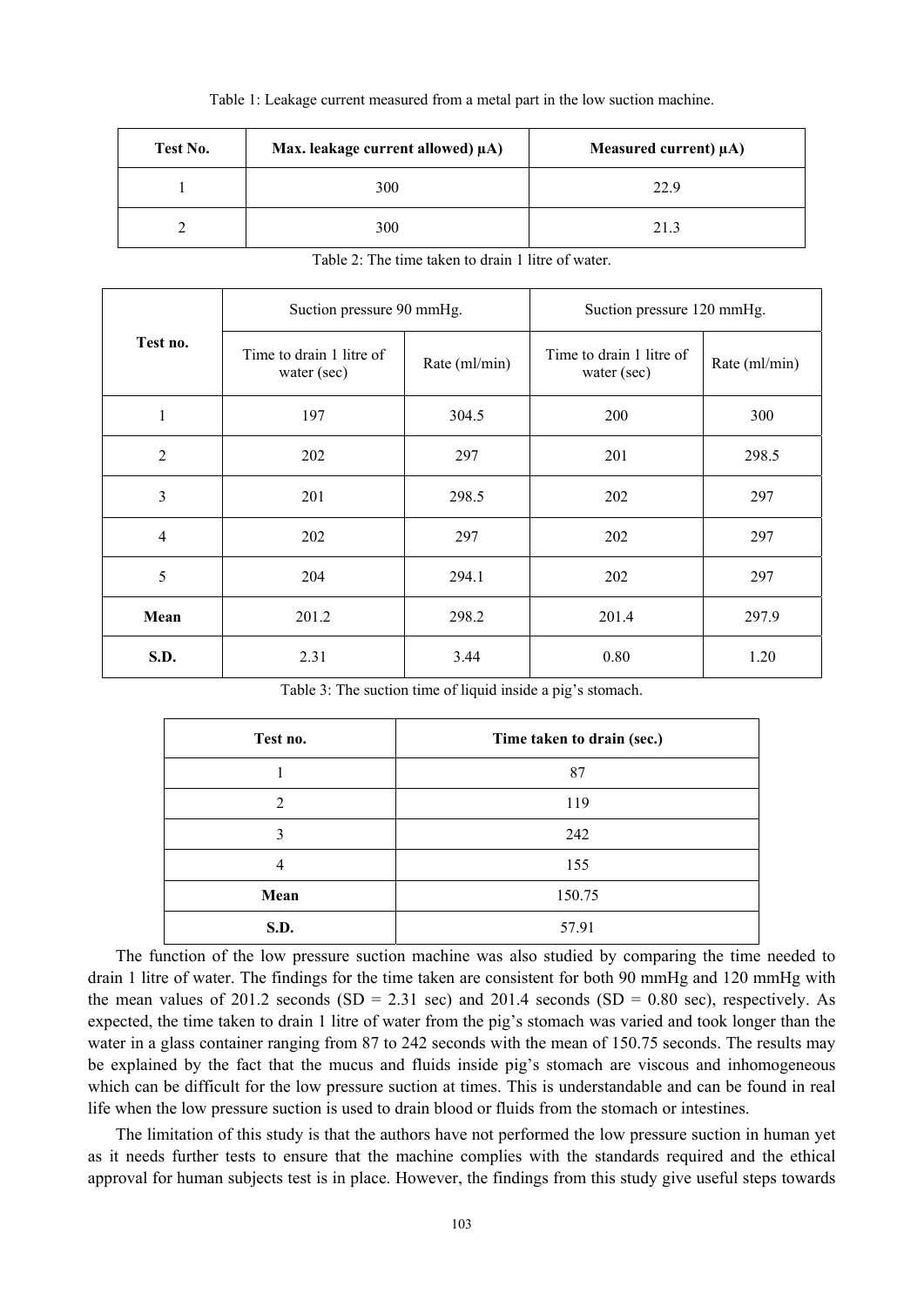Table 1: Leakage current measured from a metal part in the low suction machine.

| Test No. | Max. leakage current allowed) µA) | Measured current) µA) |
|---|---|---|
| 1 | 300 | 22.9 |
| 2 | 300 | 21.3 |

Table 2: The time taken to drain 1 litre of water.

| Test no. | Suction pressure 90 mmHg. | | Suction pressure 120 mmHg. | |
|---|---|---|---|---|
| | Time to drain 1 litre of water (sec) | Rate (ml/min) | Time to drain 1 litre of water (sec) | Rate (ml/min) |
| 1 | 197 | 304.5 | 200 | 300 |
| 2 | 202 | 297 | 201 | 298.5 |
| 3 | 201 | 298.5 | 202 | 297 |
| 4 | 202 | 297 | 202 | 297 |
| 5 | 204 | 294.1 | 202 | 297 |
| **Mean** | 201.2 | 298.2 | 201.4 | 297.9 |
| **S.D.** | 2.31 | 3.44 | 0.80 | 1.20 |

Table 3: The suction time of liquid inside a pig's stomach.

| Test no. | Time taken to drain (sec.) |
|---|---|
| 1 | 87 |
| 2 | 119 |
| 3 | 242 |
| 4 | 155 |
| **Mean** | 150.75 |
| **S.D.** | 57.91 |

The function of the low pressure suction machine was also studied by comparing the time needed to drain 1 litre of water. The findings for the time taken are consistent for both 90 mmHg and 120 mmHg with the mean values of 201.2 seconds (SD = 2.31 sec) and 201.4 seconds (SD = 0.80 sec), respectively. As expected, the time taken to drain 1 litre of water from the pig's stomach was varied and took longer than the water in a glass container ranging from 87 to 242 seconds with the mean of 150.75 seconds. The results may be explained by the fact that the mucus and fluids inside pig's stomach are viscous and inhomogeneous which can be difficult for the low pressure suction at times. This is understandable and can be found in real life when the low pressure suction is used to drain blood or fluids from the stomach or intestines.

The limitation of this study is that the authors have not performed the low pressure suction in human yet as it needs further tests to ensure that the machine complies with the standards required and the ethical approval for human subjects test is in place. However, the findings from this study give useful steps towards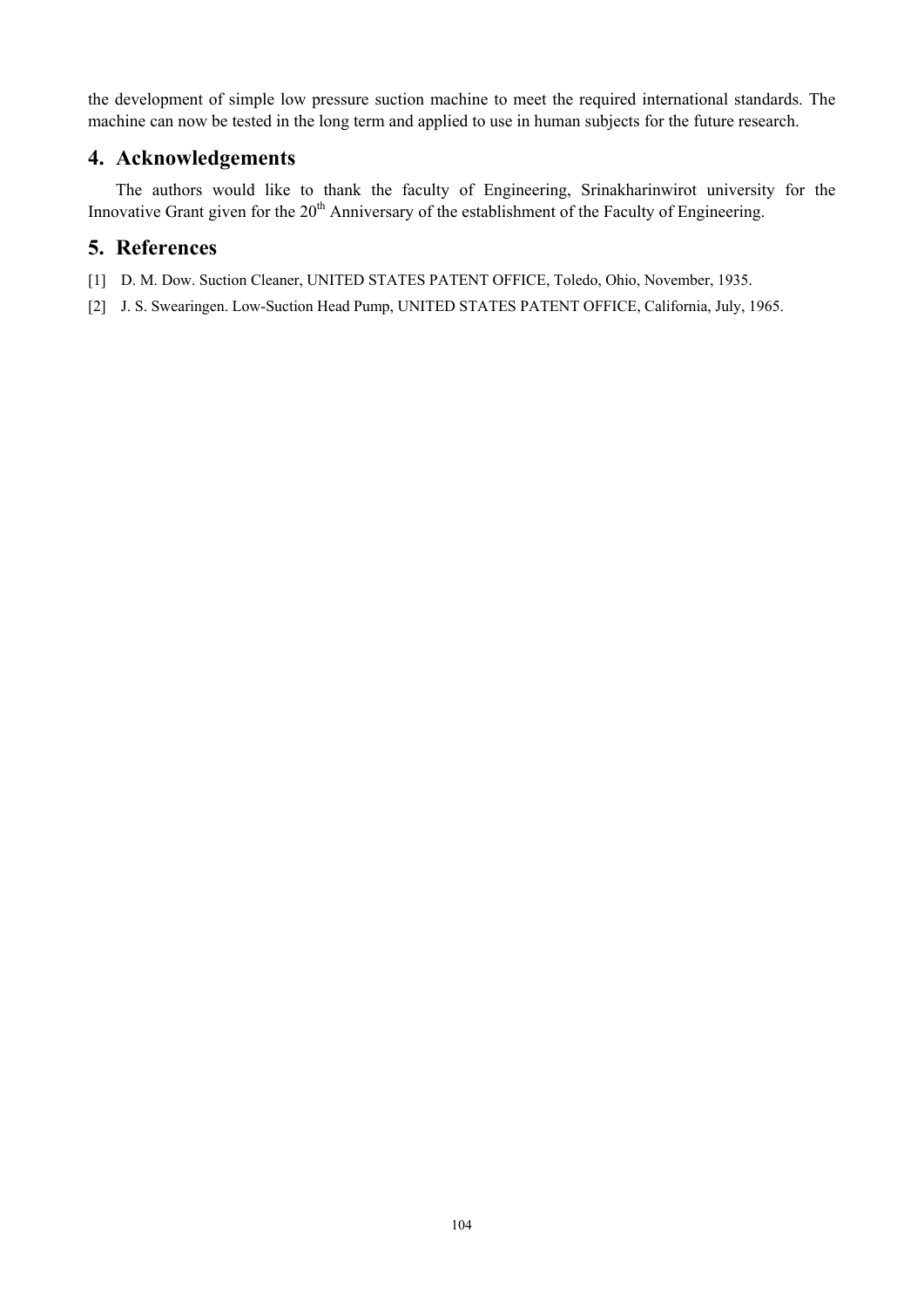the development of simple low pressure suction machine to meet the required international standards. The machine can now be tested in the long term and applied to use in human subjects for the future research.

## 4. Acknowledgements

The authors would like to thank the faculty of Engineering, Srinakharinwirot university for the Innovative Grant given for the 20th Anniversary of the establishment of the Faculty of Engineering.

## 5. References

[1] D. M. Dow. Suction Cleaner, UNITED STATES PATENT OFFICE, Toledo, Ohio, November, 1935.

[2] J. S. Swearingen. Low-Suction Head Pump, UNITED STATES PATENT OFFICE, California, July, 1965.